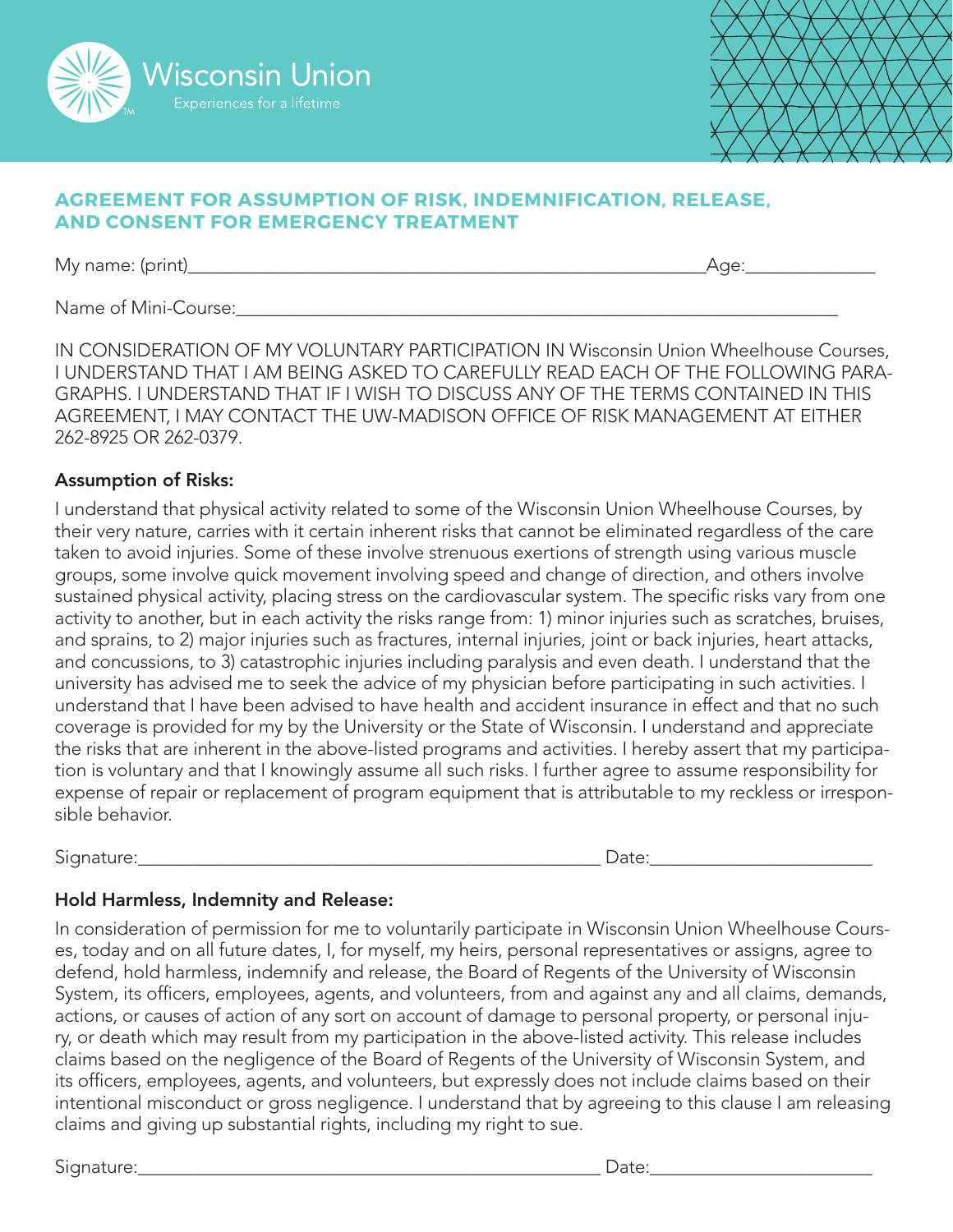Wisconsin Union

Experiences for a lifetime

## AGREEMENT FOR ASSUMPTION OF RISK, INDEMNIFICATION, RELEASE, AND CONSENT FOR EMERGENCY TREATMENT

My name: (print)\_\_\_\_\_\_\_\_\_\_\_\_\_\_\_\_\_\_\_\_\_\_\_\_\_\_\_\_\_\_\_\_\_\_\_\_\_\_\_\_\_\_\_\_\_\_\_\_\_\_\_\_\_\_Age:\_\_\_\_\_\_\_\_\_\_\_\_\_

Name of Mini-Course:\_\_\_\_\_\_\_\_\_\_\_\_\_\_\_\_\_\_\_\_\_\_\_\_\_\_\_\_\_\_\_\_\_\_\_\_\_\_\_\_\_\_\_\_\_\_\_\_\_\_\_\_\_\_\_\_\_\_\_\_\_\_

IN CONSIDERATION OF MY VOLUNTARY PARTICIPATION IN Wisconsin Union Wheelhouse Courses, I UNDERSTAND THAT I AM BEING ASKED TO CAREFULLY READ EACH OF THE FOLLOWING PARAGRAPHS. I UNDERSTAND THAT IF I WISH TO DISCUSS ANY OF THE TERMS CONTAINED IN THIS AGREEMENT, I MAY CONTACT THE UW-MADISON OFFICE OF RISK MANAGEMENT AT EITHER 262-8925 OR 262-0379.

**Assumption of Risks:**

I understand that physical activity related to some of the Wisconsin Union Wheelhouse Courses, by their very nature, carries with it certain inherent risks that cannot be eliminated regardless of the care taken to avoid injuries. Some of these involve strenuous exertions of strength using various muscle groups, some involve quick movement involving speed and change of direction, and others involve sustained physical activity, placing stress on the cardiovascular system. The specific risks vary from one activity to another, but in each activity the risks range from: 1) minor injuries such as scratches, bruises, and sprains, to 2) major injuries such as fractures, internal injuries, joint or back injuries, heart attacks, and concussions, to 3) catastrophic injuries including paralysis and even death. I understand that the university has advised me to seek the advice of my physician before participating in such activities. I understand that I have been advised to have health and accident insurance in effect and that no such coverage is provided for my by the University or the State of Wisconsin. I understand and appreciate the risks that are inherent in the above-listed programs and activities. I hereby assert that my participation is voluntary and that I knowingly assume all such risks. I further agree to assume responsibility for expense of repair or replacement of program equipment that is attributable to my reckless or irresponsible behavior.

Signature:\_\_\_\_\_\_\_\_\_\_\_\_\_\_\_\_\_\_\_\_\_\_\_\_\_\_\_\_\_\_\_\_\_\_\_\_\_\_\_\_\_\_\_\_\_\_\_\_ Date:\_\_\_\_\_\_\_\_\_\_\_\_\_\_\_\_\_\_\_\_\_\_

**Hold Harmless, Indemnity and Release:**

In consideration of permission for me to voluntarily participate in Wisconsin Union Wheelhouse Courses, today and on all future dates, I, for myself, my heirs, personal representatives or assigns, agree to defend, hold harmless, indemnify and release, the Board of Regents of the University of Wisconsin System, its officers, employees, agents, and volunteers, from and against any and all claims, demands, actions, or causes of action of any sort on account of damage to personal property, or personal injury, or death which may result from my participation in the above-listed activity. This release includes claims based on the negligence of the Board of Regents of the University of Wisconsin System, and its officers, employees, agents, and volunteers, but expressly does not include claims based on their intentional misconduct or gross negligence. I understand that by agreeing to this clause I am releasing claims and giving up substantial rights, including my right to sue.

Signature:\_\_\_\_\_\_\_\_\_\_\_\_\_\_\_\_\_\_\_\_\_\_\_\_\_\_\_\_\_\_\_\_\_\_\_\_\_\_\_\_\_\_\_\_\_\_\_\_ Date:\_\_\_\_\_\_\_\_\_\_\_\_\_\_\_\_\_\_\_\_\_\_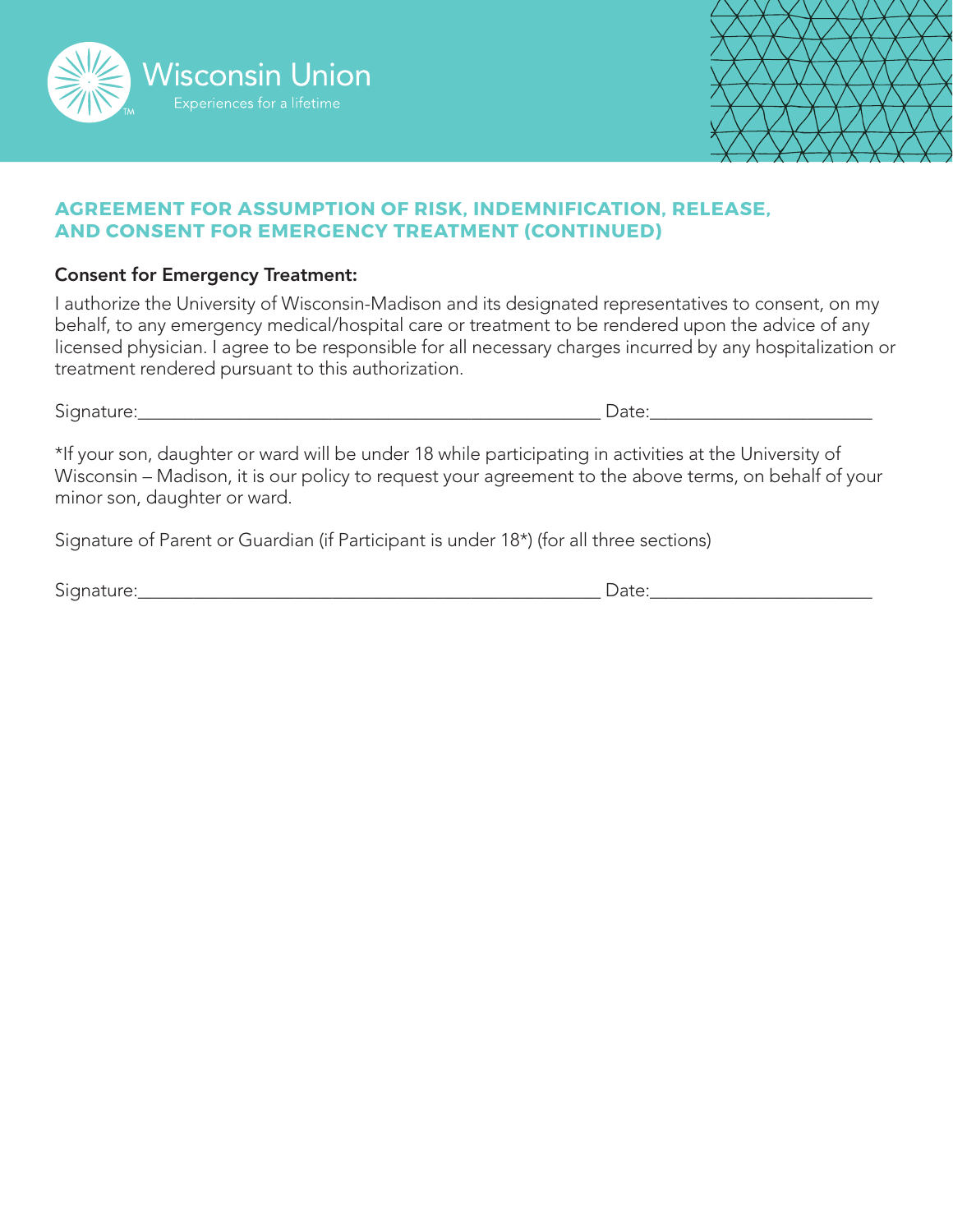Wisconsin Union

Experiences for a lifetime

## AGREEMENT FOR ASSUMPTION OF RISK, INDEMNIFICATION, RELEASE, AND CONSENT FOR EMERGENCY TREATMENT (CONTINUED)

**Consent for Emergency Treatment:**

I authorize the University of Wisconsin-Madison and its designated representatives to consent, on my behalf, to any emergency medical/hospital care or treatment to be rendered upon the advice of any licensed physician. I agree to be responsible for all necessary charges incurred by any hospitalization or treatment rendered pursuant to this authorization.

Signature:__________________________________________________ Date:________________________

*If your son, daughter or ward will be under 18 while participating in activities at the University of Wisconsin – Madison, it is our policy to request your agreement to the above terms, on behalf of your minor son, daughter or ward.

Signature of Parent or Guardian (if Participant is under 18*) (for all three sections)

Signature:__________________________________________________ Date:________________________